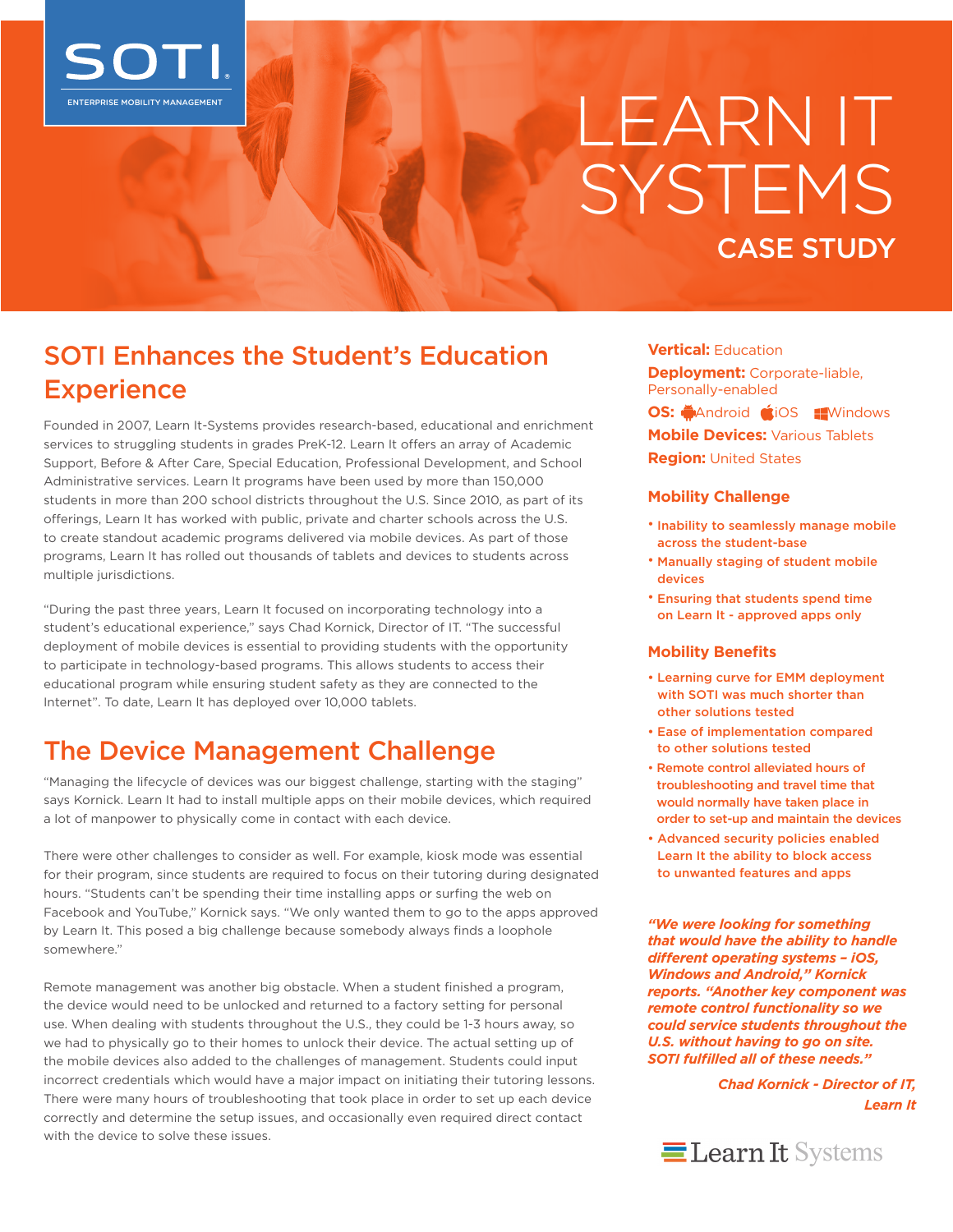SOTI

ENTERPRISE MOBILITY MANAGEMENT

# LEARN IT SYSTEMS

## CASE STUDY

## SOTI Enhances the Student's Education Experience

Founded in 2007, Learn It-Systems provides research-based, educational and enrichment services to struggling students in grades PreK-12. Learn It offers an array of Academic Support, Before & After Care, Special Education, Professional Development, and School Administrative services. Learn It programs have been used by more than 150,000 students in more than 200 school districts throughout the U.S. Since 2010, as part of its offerings, Learn It has worked with public, private and charter schools across the U.S. to create standout academic programs delivered via mobile devices. As part of those programs, Learn It has rolled out thousands of tablets and devices to students across multiple jurisdictions.

"During the past three years, Learn It focused on incorporating technology into a student's educational experience," says Chad Kornick, Director of IT. "The successful deployment of mobile devices is essential to providing students with the opportunity to participate in technology-based programs. This allows students to access their educational program while ensuring student safety as they are connected to the Internet". To date, Learn It has deployed over 10,000 tablets.

## The Device Management Challenge

"Managing the lifecycle of devices was our biggest challenge, starting with the staging" says Kornick. Learn It had to install multiple apps on their mobile devices, which required a lot of manpower to physically come in contact with each device.

There were other challenges to consider as well. For example, kiosk mode was essential for their program, since students are required to focus on their tutoring during designated hours. "Students can't be spending their time installing apps or surfing the web on Facebook and YouTube," Kornick says. "We only wanted them to go to the apps approved by Learn It. This posed a big challenge because somebody always finds a loophole somewhere."

Remote management was another big obstacle. When a student finished a program, the device would need to be unlocked and returned to a factory setting for personal use. When dealing with students throughout the U.S., they could be 1-3 hours away, so we had to physically go to their homes to unlock their device. The actual setting up of the mobile devices also added to the challenges of management. Students could input incorrect credentials which would have a major impact on initiating their tutoring lessons. There were many hours of troubleshooting that took place in order to set up each device correctly and determine the setup issues, and occasionally even required direct contact with the device to solve these issues.

**Vertical:** Education

**Deployment:** Corporate-liable, Personally-enabled

**OS:** Android iOS Windows

**Mobile Devices:** Various Tablets

**Region:** United States

### Mobility Challenge

- Inability to seamlessly manage mobile across the student-base
- Manually staging of student mobile devices
- Ensuring that students spend time on Learn It - approved apps only

### Mobility Benefits

- Learning curve for EMM deployment with SOTI was much shorter than other solutions tested
- Ease of implementation compared to other solutions tested
- Remote control alleviated hours of troubleshooting and travel time that would normally have taken place in order to set-up and maintain the devices
- Advanced security policies enabled Learn It the ability to block access to unwanted features and apps

*"We were looking for something that would have the ability to handle different operating systems – iOS, Windows and Android," Kornick reports. "Another key component was remote control functionality so we could service students throughout the U.S. without having to go on site. SOTI fulfilled all of these needs."*

*Chad Kornick - Director of IT, Learn It*

Learn It Systems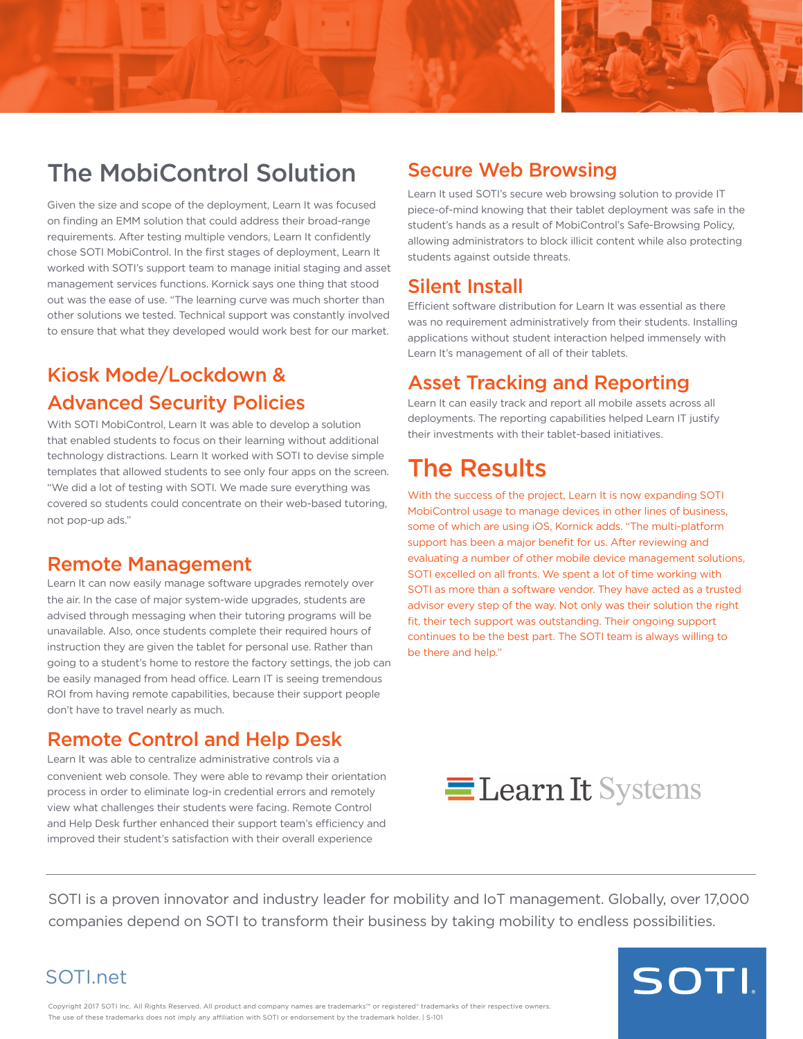# The MobiControl Solution

Given the size and scope of the deployment, Learn It was focused on finding an EMM solution that could address their broad-range requirements. After testing multiple vendors, Learn It confidently chose SOTI MobiControl. In the first stages of deployment, Learn It worked with SOTI's support team to manage initial staging and asset management services functions. Kornick says one thing that stood out was the ease of use. "The learning curve was much shorter than other solutions we tested. Technical support was constantly involved to ensure that what they developed would work best for our market.

## Kiosk Mode/Lockdown & Advanced Security Policies

With SOTI MobiControl, Learn It was able to develop a solution that enabled students to focus on their learning without additional technology distractions. Learn It worked with SOTI to devise simple templates that allowed students to see only four apps on the screen. "We did a lot of testing with SOTI. We made sure everything was covered so students could concentrate on their web-based tutoring, not pop-up ads."

## Remote Management

Learn It can now easily manage software upgrades remotely over the air. In the case of major system-wide upgrades, students are advised through messaging when their tutoring programs will be unavailable. Also, once students complete their required hours of instruction they are given the tablet for personal use. Rather than going to a student's home to restore the factory settings, the job can be easily managed from head office. Learn IT is seeing tremendous ROI from having remote capabilities, because their support people don't have to travel nearly as much.

## Remote Control and Help Desk

Learn It was able to centralize administrative controls via a convenient web console. They were able to revamp their orientation process in order to eliminate log-in credential errors and remotely view what challenges their students were facing. Remote Control and Help Desk further enhanced their support team's efficiency and improved their student's satisfaction with their overall experience

## Secure Web Browsing

Learn It used SOTI's secure web browsing solution to provide IT piece-of-mind knowing that their tablet deployment was safe in the student's hands as a result of MobiControl's Safe-Browsing Policy, allowing administrators to block illicit content while also protecting students against outside threats.

## Silent Install

Efficient software distribution for Learn It was essential as there was no requirement administratively from their students. Installing applications without student interaction helped immensely with Learn It's management of all of their tablets.

## Asset Tracking and Reporting

Learn It can easily track and report all mobile assets across all deployments. The reporting capabilities helped Learn IT justify their investments with their tablet-based initiatives.

# The Results

With the success of the project, Learn It is now expanding SOTI MobiControl usage to manage devices in other lines of business, some of which are using iOS, Kornick adds. "The multi-platform support has been a major benefit for us. After reviewing and evaluating a number of other mobile device management solutions, SOTI excelled on all fronts. We spent a lot of time working with SOTI as more than a software vendor. They have acted as a trusted advisor every step of the way. Not only was their solution the right fit, their tech support was outstanding. Their ongoing support continues to be the best part. The SOTI team is always willing to be there and help."

Learn It Systems

SOTI is a proven innovator and industry leader for mobility and IoT management. Globally, over 17,000 companies depend on SOTI to transform their business by taking mobility to endless possibilities.

SOTI.net

SOTI

Copyright 2017 SOTI Inc. All Rights Reserved. All product and company names are trademarks™ or registered® trademarks of their respective owners. The use of these trademarks does not imply any affiliation with SOTI or endorsement by the trademark holder. | S-101